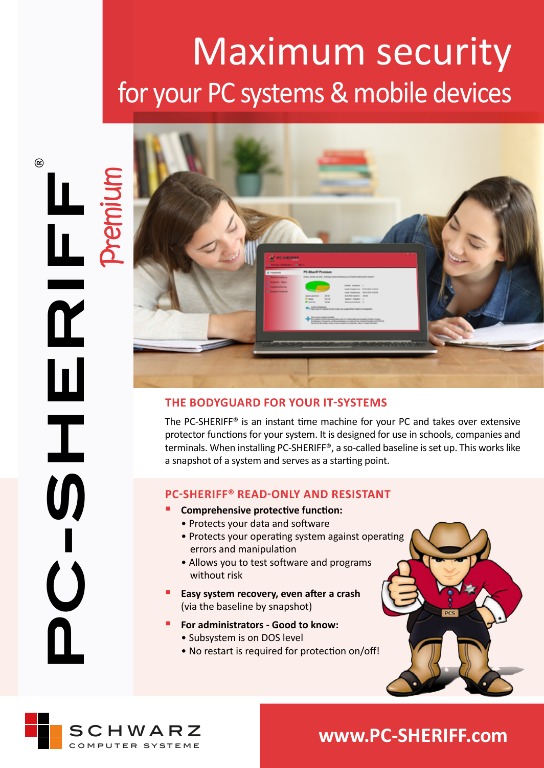# Maximum security

## for your PC systems & mobile devices

PC-SHERIFF® *Premium*

### THE BODYGUARD FOR YOUR IT-SYSTEMS

The PC-SHERIFF® is an instant time machine for your PC and takes over extensive protector functions for your system. It is designed for use in schools, companies and terminals. When installing PC-SHERIFF®, a so-called baseline is set up. This works like a snapshot of a system and serves as a starting point.

### PC-SHERIFF® READ-ONLY AND RESISTANT

- **Comprehensive protective function:**
  - Protects your data and software
  - Protects your operating system against operating errors and manipulation
  - Allows you to test software and programs without risk
- **Easy system recovery, even after a crash** (via the baseline by snapshot)
- **For administrators - Good to know:**
  - Subsystem is on DOS level
  - No restart is required for protection on/off!

SCHWARZ COMPUTER SYSTEME

**www.PC-SHERIFF.com**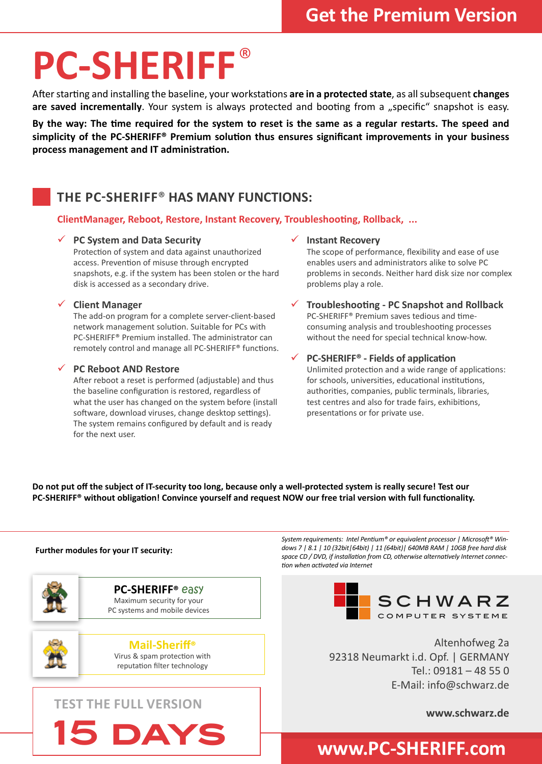## Get the Premium Version

# PC-SHERIFF®

After starting and installing the baseline, your workstations **are in a protected state**, as all subsequent **changes are saved incrementally**. Your system is always protected and booting from a „specific“ snapshot is easy.

**By the way: The time required for the system to reset is the same as a regular restarts. The speed and simplicity of the PC-SHERIFF® Premium solution thus ensures significant improvements in your business process management and IT administration.**

## THE PC-SHERIFF® HAS MANY FUNCTIONS:

**ClientManager, Reboot, Restore, Instant Recovery, Troubleshooting, Rollback, ...**

- ✓ **PC System and Data Security**
  Protection of system and data against unauthorized access. Prevention of misuse through encrypted snapshots, e.g. if the system has been stolen or the hard disk is accessed as a secondary drive.

- ✓ **Client Manager**
  The add-on program for a complete server-client-based network management solution. Suitable for PCs with PC-SHERIFF® Premium installed. The administrator can remotely control and manage all PC-SHERIFF® functions.

- ✓ **PC Reboot AND Restore**
  After reboot a reset is performed (adjustable) and thus the baseline configuration is restored, regardless of what the user has changed on the system before (install software, download viruses, change desktop settings). The system remains configured by default and is ready for the next user.

- ✓ **Instant Recovery**
  The scope of performance, flexibility and ease of use enables users and administrators alike to solve PC problems in seconds. Neither hard disk size nor complex problems play a role.

- ✓ **Troubleshooting - PC Snapshot and Rollback**
  PC-SHERIFF® Premium saves tedious and time-consuming analysis and troubleshooting processes without the need for special technical know-how.

- ✓ **PC-SHERIFF® - Fields of application**
  Unlimited protection and a wide range of applications: for schools, universities, educational institutions, authorities, companies, public terminals, libraries, test centres and also for trade fairs, exhibitions, presentations or for private use.

**Do not put off the subject of IT-security too long, because only a well-protected system is really secure! Test our PC-SHERIFF® without obligation! Convince yourself and request NOW our free trial version with full functionality.**

**Further modules for your IT security:**

**PC-SHERIFF® easy**
Maximum security for your PC systems and mobile devices

**Mail-Sheriff®**
Virus & spam protection with reputation filter technology

*System requirements: Intel Pentium® or equivalent processor | Microsoft® Windows 7 | 8.1 | 10 (32bit|64bit) | 11 (64bit)| 640MB RAM | 10GB free hard disk space CD / DVD, if installation from CD, otherwise alternatively Internet connection when activated via Internet*

SCHWARZ COMPUTER SYSTEME

Altenhofweg 2a
92318 Neumarkt i.d. Opf. | GERMANY
Tel.: 09181 – 48 55 0
E-Mail: info@schwarz.de

**www.schwarz.de**

TEST THE FULL VERSION
**15 DAYS**

**www.PC-SHERIFF.com**